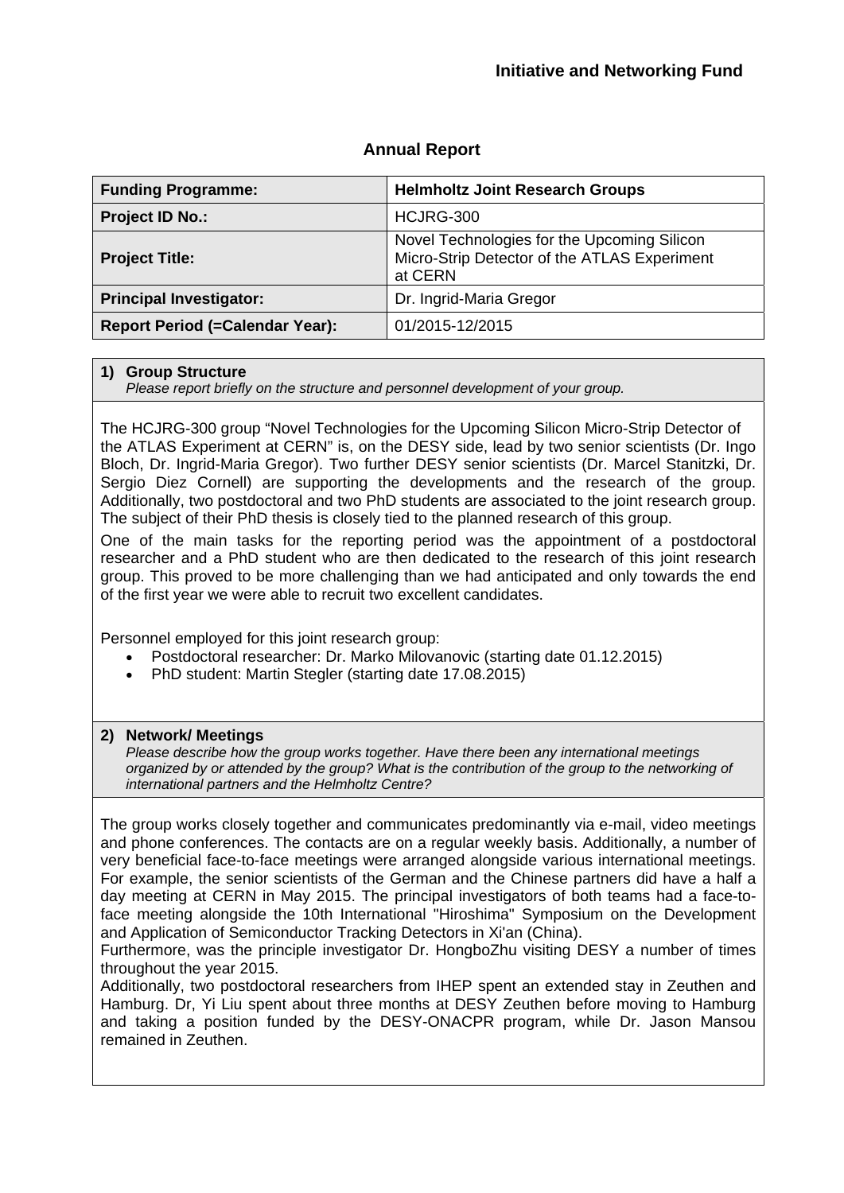**Initiative and Networking Fund**

## Annual Report

| Funding Programme: | Helmholtz Joint Research Groups |
|---|---|
| Project ID No.: | HCJRG-300 |
| Project Title: | Novel Technologies for the Upcoming Silicon Micro-Strip Detector of the ATLAS Experiment at CERN |
| Principal Investigator: | Dr. Ingrid-Maria Gregor |
| Report Period (=Calendar Year): | 01/2015-12/2015 |

### 1) Group Structure

*Please report briefly on the structure and personnel development of your group.*

The HCJRG-300 group "Novel Technologies for the Upcoming Silicon Micro-Strip Detector of the ATLAS Experiment at CERN" is, on the DESY side, lead by two senior scientists (Dr. Ingo Bloch, Dr. Ingrid-Maria Gregor). Two further DESY senior scientists (Dr. Marcel Stanitzki, Dr. Sergio Diez Cornell) are supporting the developments and the research of the group. Additionally, two postdoctoral and two PhD students are associated to the joint research group. The subject of their PhD thesis is closely tied to the planned research of this group.

One of the main tasks for the reporting period was the appointment of a postdoctoral researcher and a PhD student who are then dedicated to the research of this joint research group. This proved to be more challenging than we had anticipated and only towards the end of the first year we were able to recruit two excellent candidates.

Personnel employed for this joint research group:

- Postdoctoral researcher: Dr. Marko Milovanovic (starting date 01.12.2015)
- PhD student: Martin Stegler (starting date 17.08.2015)

### 2) Network/ Meetings

*Please describe how the group works together. Have there been any international meetings organized by or attended by the group? What is the contribution of the group to the networking of international partners and the Helmholtz Centre?*

The group works closely together and communicates predominantly via e-mail, video meetings and phone conferences. The contacts are on a regular weekly basis. Additionally, a number of very beneficial face-to-face meetings were arranged alongside various international meetings. For example, the senior scientists of the German and the Chinese partners did have a half a day meeting at CERN in May 2015. The principal investigators of both teams had a face-to-face meeting alongside the 10th International "Hiroshima" Symposium on the Development and Application of Semiconductor Tracking Detectors in Xi'an (China).

Furthermore, was the principle investigator Dr. HongboZhu visiting DESY a number of times throughout the year 2015.

Additionally, two postdoctoral researchers from IHEP spent an extended stay in Zeuthen and Hamburg. Dr, Yi Liu spent about three months at DESY Zeuthen before moving to Hamburg and taking a position funded by the DESY-ONACPR program, while Dr. Jason Mansou remained in Zeuthen.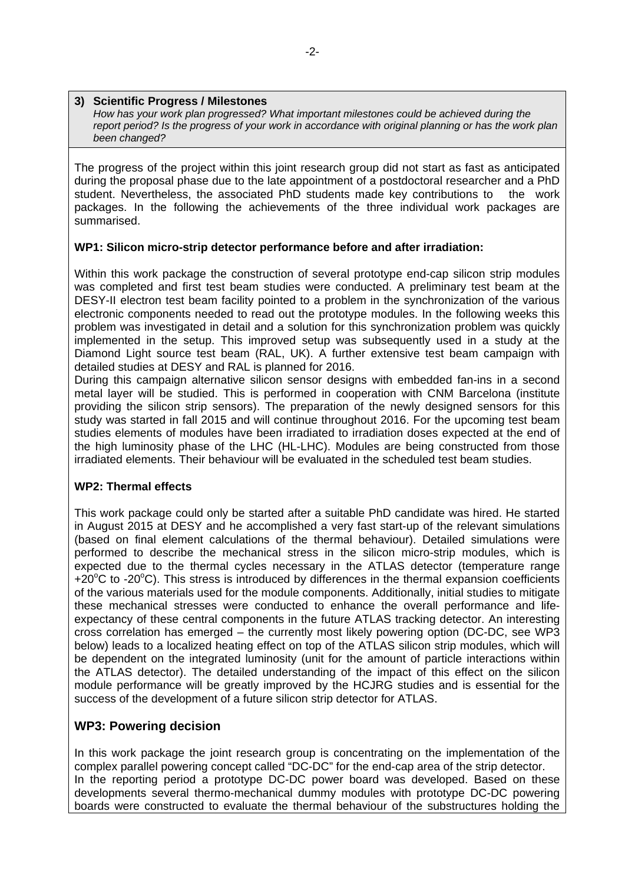### 3) Scientific Progress / Milestones

*How has your work plan progressed? What important milestones could be achieved during the report period? Is the progress of your work in accordance with original planning or has the work plan been changed?*

The progress of the project within this joint research group did not start as fast as anticipated during the proposal phase due to the late appointment of a postdoctoral researcher and a PhD student. Nevertheless, the associated PhD students made key contributions to the work packages. In the following the achievements of the three individual work packages are summarised.

**WP1: Silicon micro-strip detector performance before and after irradiation:**

Within this work package the construction of several prototype end-cap silicon strip modules was completed and first test beam studies were conducted. A preliminary test beam at the DESY-II electron test beam facility pointed to a problem in the synchronization of the various electronic components needed to read out the prototype modules. In the following weeks this problem was investigated in detail and a solution for this synchronization problem was quickly implemented in the setup. This improved setup was subsequently used in a study at the Diamond Light source test beam (RAL, UK). A further extensive test beam campaign with detailed studies at DESY and RAL is planned for 2016.
During this campaign alternative silicon sensor designs with embedded fan-ins in a second metal layer will be studied. This is performed in cooperation with CNM Barcelona (institute providing the silicon strip sensors). The preparation of the newly designed sensors for this study was started in fall 2015 and will continue throughout 2016. For the upcoming test beam studies elements of modules have been irradiated to irradiation doses expected at the end of the high luminosity phase of the LHC (HL-LHC). Modules are being constructed from those irradiated elements. Their behaviour will be evaluated in the scheduled test beam studies.

**WP2: Thermal effects**

This work package could only be started after a suitable PhD candidate was hired. He started in August 2015 at DESY and he accomplished a very fast start-up of the relevant simulations (based on final element calculations of the thermal behaviour). Detailed simulations were performed to describe the mechanical stress in the silicon micro-strip modules, which is expected due to the thermal cycles necessary in the ATLAS detector (temperature range $+20^{o}$C to $-20^{o}$C). This stress is introduced by differences in the thermal expansion coefficients of the various materials used for the module components. Additionally, initial studies to mitigate these mechanical stresses were conducted to enhance the overall performance and life-expectancy of these central components in the future ATLAS tracking detector. An interesting cross correlation has emerged – the currently most likely powering option (DC-DC, see WP3 below) leads to a localized heating effect on top of the ATLAS silicon strip modules, which will be dependent on the integrated luminosity (unit for the amount of particle interactions within the ATLAS detector). The detailed understanding of the impact of this effect on the silicon module performance will be greatly improved by the HCJRG studies and is essential for the success of the development of a future silicon strip detector for ATLAS.

**WP3: Powering decision**

In this work package the joint research group is concentrating on the implementation of the complex parallel powering concept called "DC-DC" for the end-cap area of the strip detector.
In the reporting period a prototype DC-DC power board was developed. Based on these developments several thermo-mechanical dummy modules with prototype DC-DC powering boards were constructed to evaluate the thermal behaviour of the substructures holding the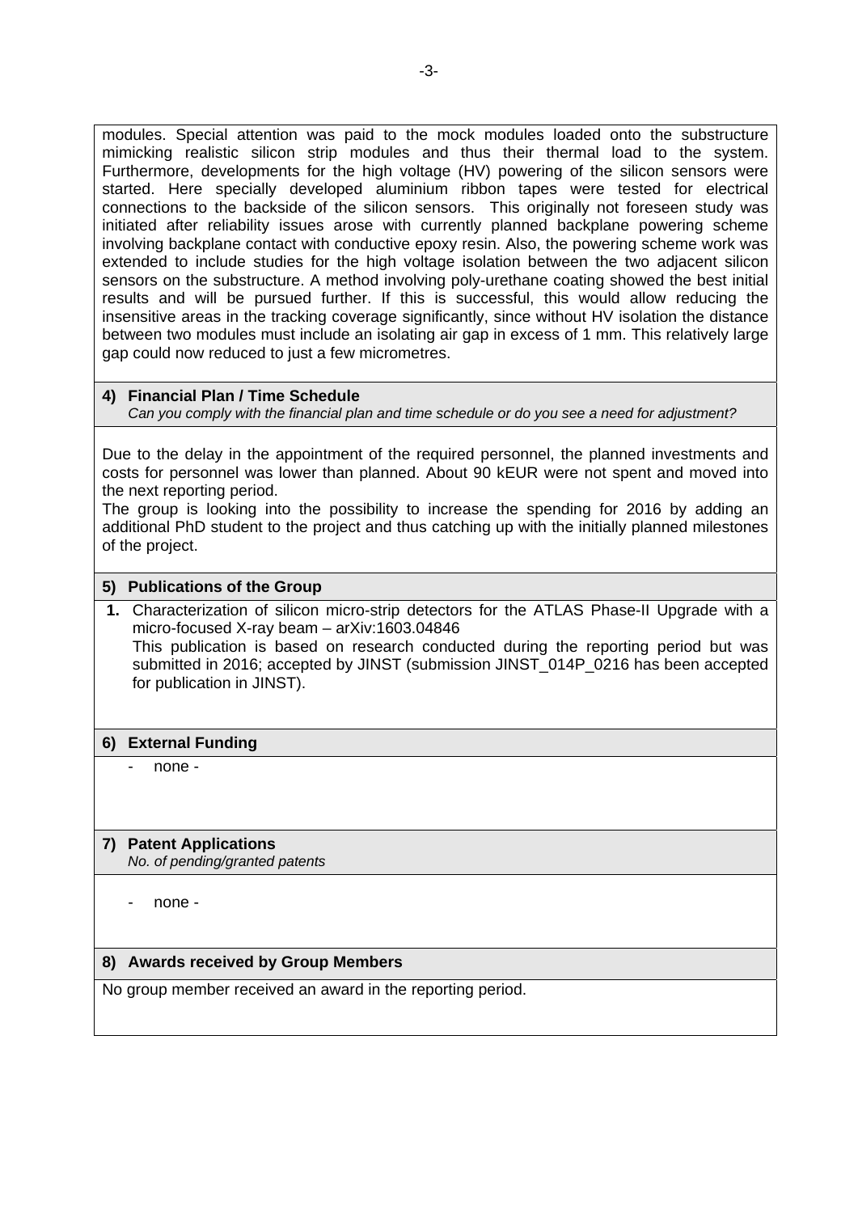modules. Special attention was paid to the mock modules loaded onto the substructure mimicking realistic silicon strip modules and thus their thermal load to the system. Furthermore, developments for the high voltage (HV) powering of the silicon sensors were started. Here specially developed aluminium ribbon tapes were tested for electrical connections to the backside of the silicon sensors. This originally not foreseen study was initiated after reliability issues arose with currently planned backplane powering scheme involving backplane contact with conductive epoxy resin. Also, the powering scheme work was extended to include studies for the high voltage isolation between the two adjacent silicon sensors on the substructure. A method involving poly-urethane coating showed the best initial results and will be pursued further. If this is successful, this would allow reducing the insensitive areas in the tracking coverage significantly, since without HV isolation the distance between two modules must include an isolating air gap in excess of 1 mm. This relatively large gap could now reduced to just a few micrometres.

## 4) Financial Plan / Time Schedule

*Can you comply with the financial plan and time schedule or do you see a need for adjustment?*

Due to the delay in the appointment of the required personnel, the planned investments and costs for personnel was lower than planned. About 90 kEUR were not spent and moved into the next reporting period.

The group is looking into the possibility to increase the spending for 2016 by adding an additional PhD student to the project and thus catching up with the initially planned milestones of the project.

## 5) Publications of the Group

1. Characterization of silicon micro-strip detectors for the ATLAS Phase-II Upgrade with a micro-focused X-ray beam – arXiv:1603.04846
   This publication is based on research conducted during the reporting period but was submitted in 2016; accepted by JINST (submission JINST_014P_0216 has been accepted for publication in JINST).

## 6) External Funding

- none -

## 7) Patent Applications

*No. of pending/granted patents*

- none -

## 8) Awards received by Group Members

No group member received an award in the reporting period.